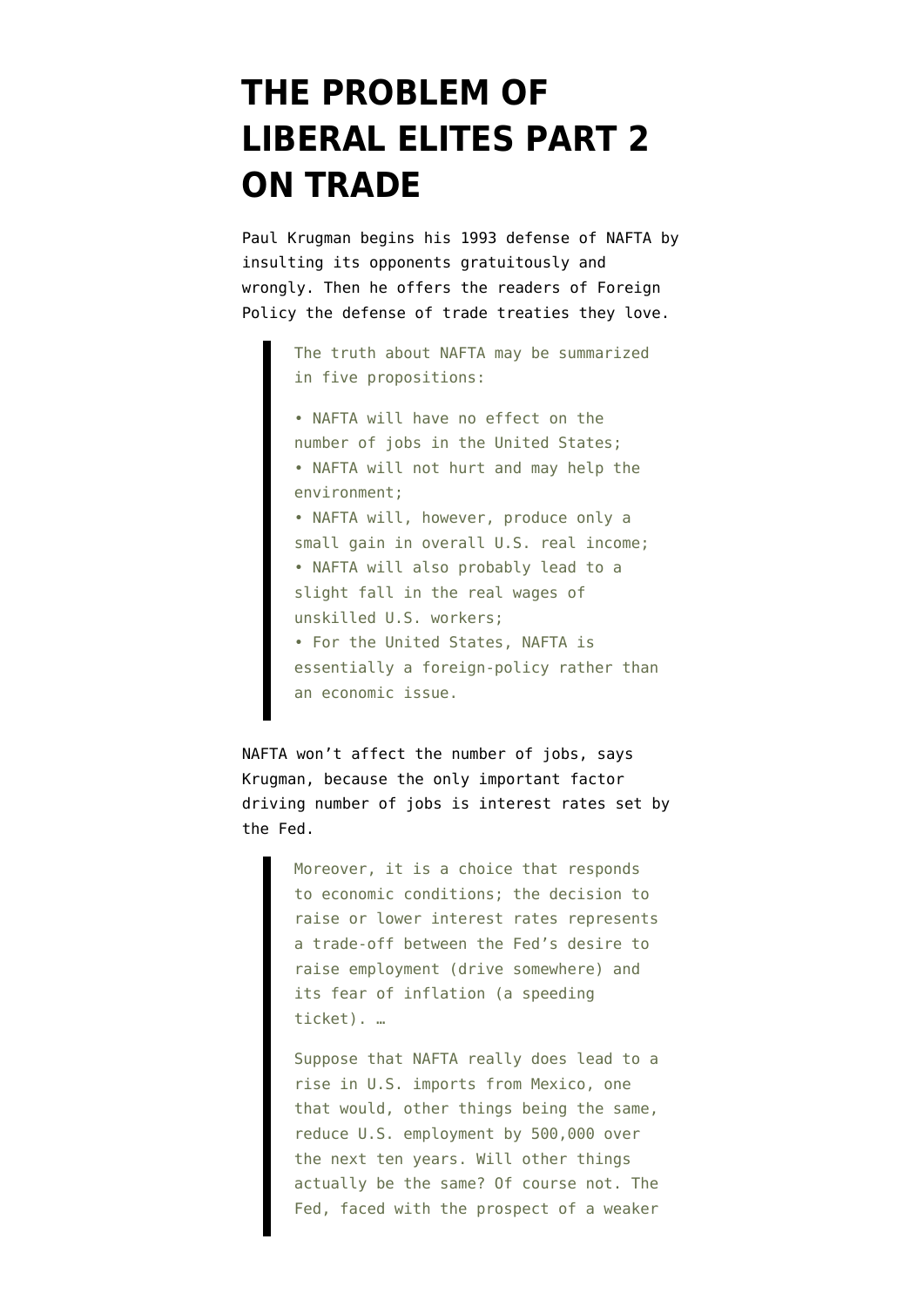# THE PROBLEM OF LIBERAL ELITES PART 2 ON TRADE

Paul Krugman begins his 1993 defense of NAFTA by insulting its opponents gratuitously and wrongly. Then he offers the readers of Foreign Policy the defense of trade treaties they love.

> The truth about NAFTA may be summarized in five propositions:
>
> • NAFTA will have no effect on the number of jobs in the United States;
> • NAFTA will not hurt and may help the environment;
> • NAFTA will, however, produce only a small gain in overall U.S. real income;
> • NAFTA will also probably lead to a slight fall in the real wages of unskilled U.S. workers;
> • For the United States, NAFTA is essentially a foreign-policy rather than an economic issue.

NAFTA won't affect the number of jobs, says Krugman, because the only important factor driving number of jobs is interest rates set by the Fed.

> Moreover, it is a choice that responds to economic conditions; the decision to raise or lower interest rates represents a trade-off between the Fed's desire to raise employment (drive somewhere) and its fear of inflation (a speeding ticket). …
>
> Suppose that NAFTA really does lead to a rise in U.S. imports from Mexico, one that would, other things being the same, reduce U.S. employment by 500,000 over the next ten years. Will other things actually be the same? Of course not. The Fed, faced with the prospect of a weaker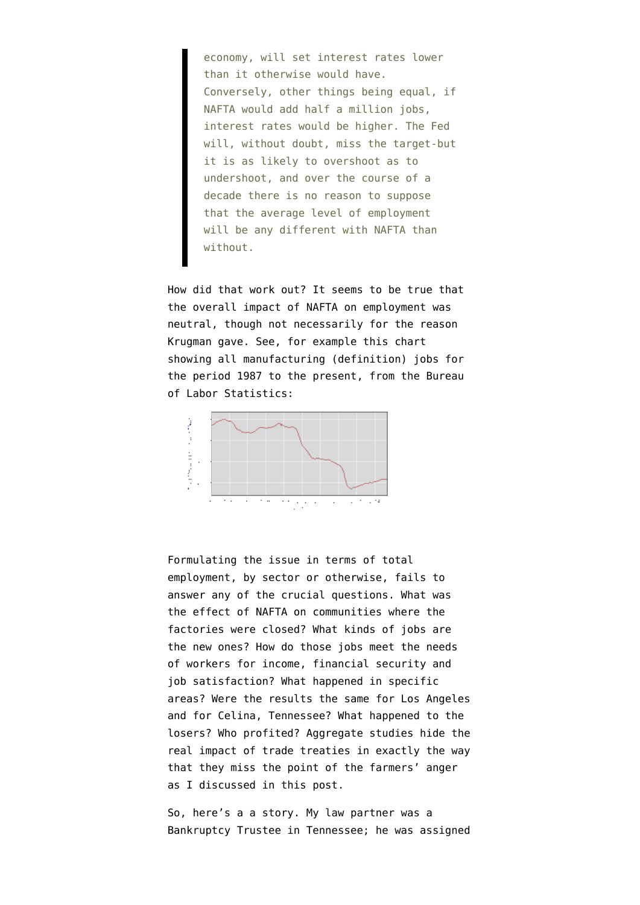> economy, will set interest rates lower than it otherwise would have. Conversely, other things being equal, if NAFTA would add half a million jobs, interest rates would be higher. The Fed will, without doubt, miss the target-but it is as likely to overshoot as to undershoot, and over the course of a decade there is no reason to suppose that the average level of employment will be any different with NAFTA than without.

How did that work out? It seems to be true that the overall impact of NAFTA on employment was neutral, though not necessarily for the reason Krugman gave. See, for example this chart showing all manufacturing (definition) jobs for the period 1987 to the present, from the Bureau of Labor Statistics:

Formulating the issue in terms of total employment, by sector or otherwise, fails to answer any of the crucial questions. What was the effect of NAFTA on communities where the factories were closed? What kinds of jobs are the new ones? How do those jobs meet the needs of workers for income, financial security and job satisfaction? What happened in specific areas? Were the results the same for Los Angeles and for Celina, Tennessee? What happened to the losers? Who profited? Aggregate studies hide the real impact of trade treaties in exactly the way that they miss the point of the farmers' anger as I discussed in this post.

So, here's a a story. My law partner was a Bankruptcy Trustee in Tennessee; he was assigned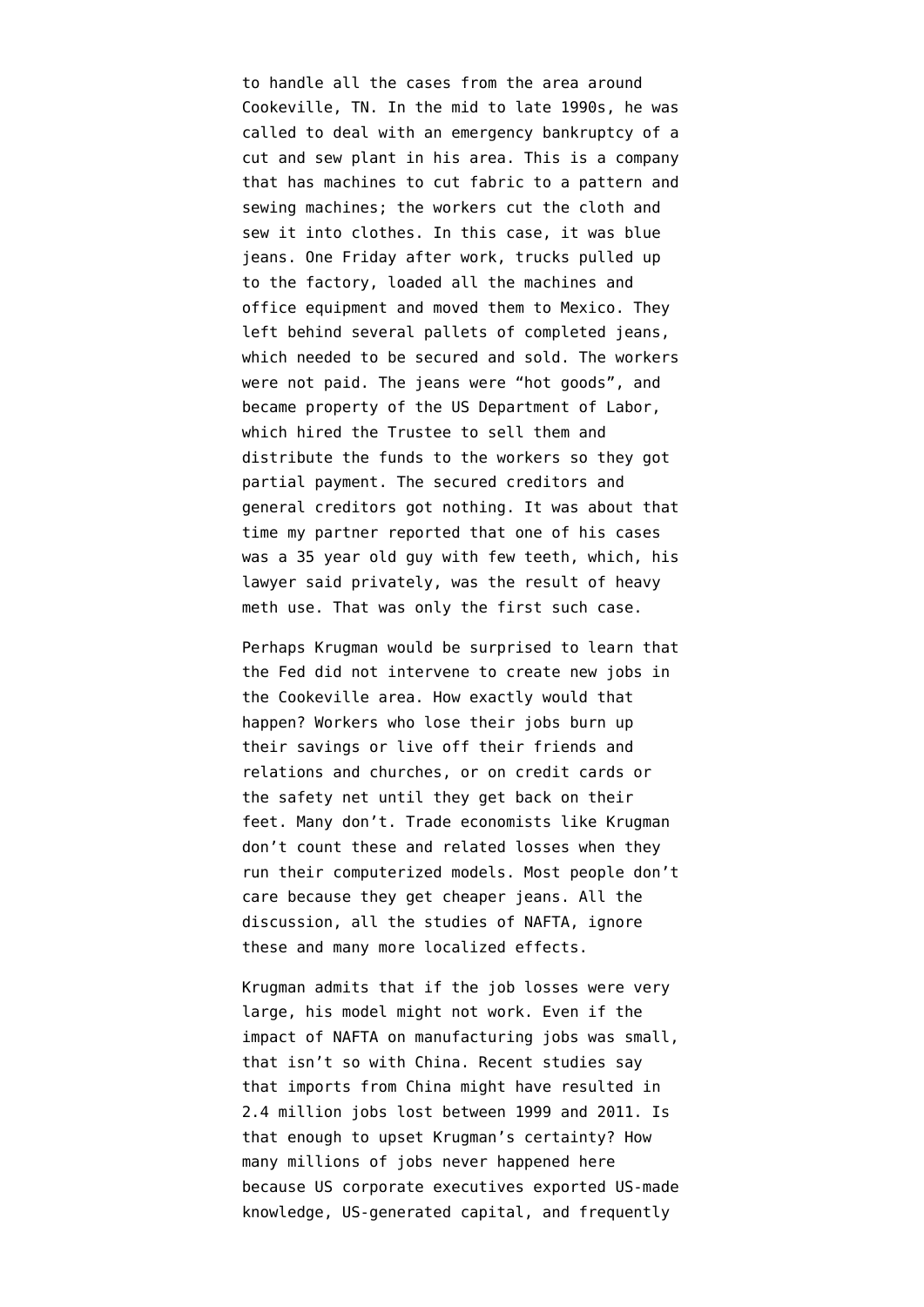to handle all the cases from the area around Cookeville, TN. In the mid to late 1990s, he was called to deal with an emergency bankruptcy of a cut and sew plant in his area. This is a company that has machines to cut fabric to a pattern and sewing machines; the workers cut the cloth and sew it into clothes. In this case, it was blue jeans. One Friday after work, trucks pulled up to the factory, loaded all the machines and office equipment and moved them to Mexico. They left behind several pallets of completed jeans, which needed to be secured and sold. The workers were not paid. The jeans were “hot goods”, and became property of the US Department of Labor, which hired the Trustee to sell them and distribute the funds to the workers so they got partial payment. The secured creditors and general creditors got nothing. It was about that time my partner reported that one of his cases was a 35 year old guy with few teeth, which, his lawyer said privately, was the result of heavy meth use. That was only the first such case.

Perhaps Krugman would be surprised to learn that the Fed did not intervene to create new jobs in the Cookeville area. How exactly would that happen? Workers who lose their jobs burn up their savings or live off their friends and relations and churches, or on credit cards or the safety net until they get back on their feet. Many don’t. Trade economists like Krugman don’t count these and related losses when they run their computerized models. Most people don’t care because they get cheaper jeans. All the discussion, all the studies of NAFTA, ignore these and many more localized effects.

Krugman admits that if the job losses were very large, his model might not work. Even if the impact of NAFTA on manufacturing jobs was small, that isn’t so with China. Recent studies say that imports from China might have resulted in 2.4 million jobs lost between 1999 and 2011. Is that enough to upset Krugman’s certainty? How many millions of jobs never happened here because US corporate executives exported US-made knowledge, US-generated capital, and frequently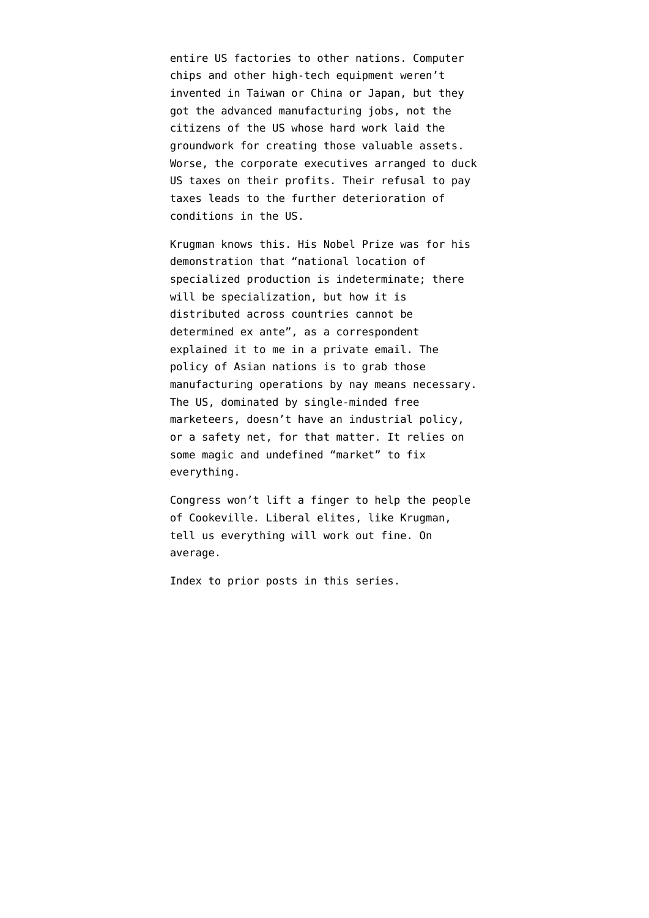entire US factories to other nations. Computer chips and other high-tech equipment weren't invented in Taiwan or China or Japan, but they got the advanced manufacturing jobs, not the citizens of the US whose hard work laid the groundwork for creating those valuable assets. Worse, the corporate executives arranged to duck US taxes on their profits. Their refusal to pay taxes leads to the further deterioration of conditions in the US.

Krugman knows this. His Nobel Prize was for his demonstration that "national location of specialized production is indeterminate; there will be specialization, but how it is distributed across countries cannot be determined ex ante", as a correspondent explained it to me in a private email. The policy of Asian nations is to grab those manufacturing operations by nay means necessary. The US, dominated by single-minded free marketeers, doesn't have an industrial policy, or a safety net, for that matter. It relies on some magic and undefined "market" to fix everything.

Congress won't lift a finger to help the people of Cookeville. Liberal elites, like Krugman, tell us everything will work out fine. On average.

Index to prior posts in this series.